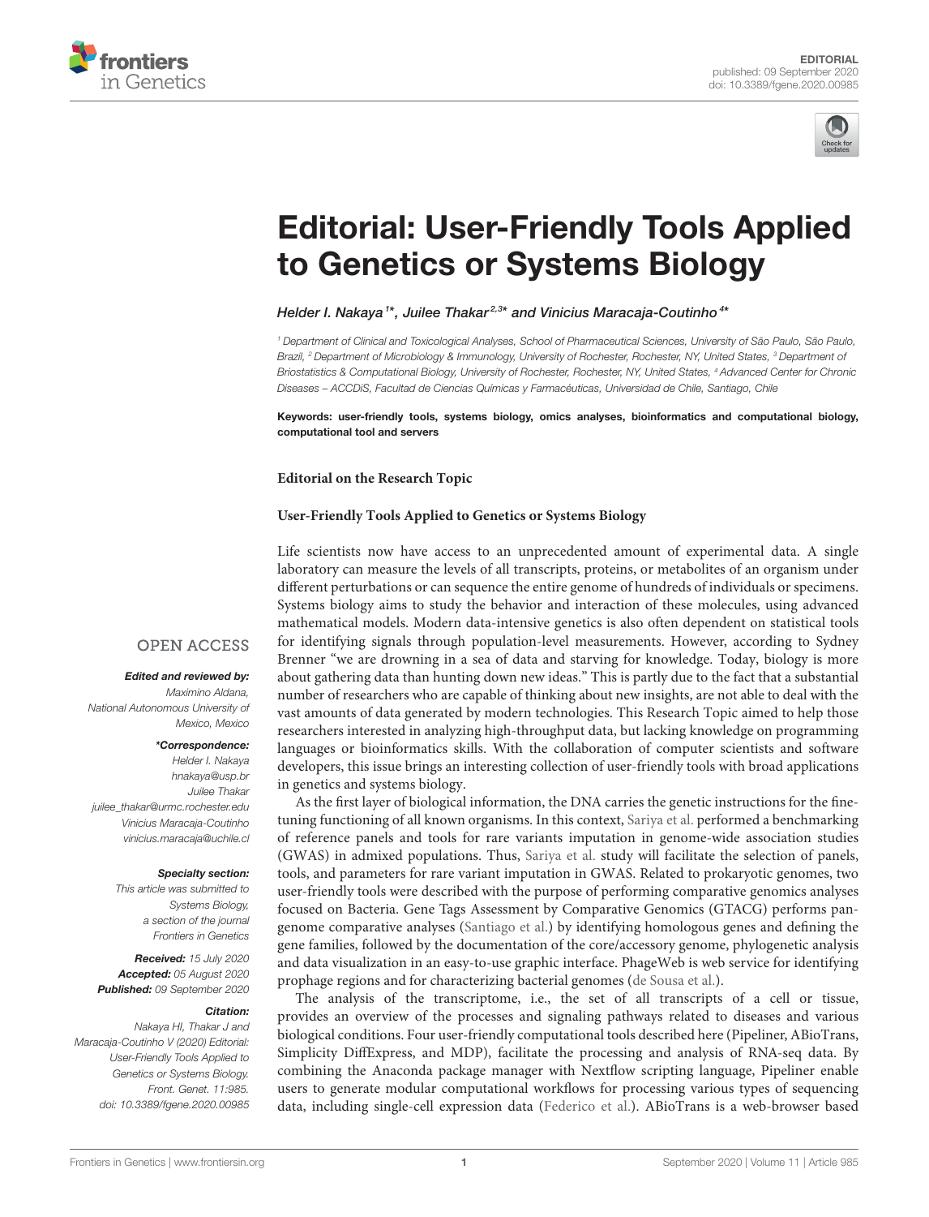EDITORIAL

published: 09 September 2020

doi: 10.3389/fgene.2020.00985

# Editorial: User-Friendly Tools Applied to Genetics or Systems Biology

*Helder I. Nakaya[1]\*, Juilee Thakar[2,3]\* and Vinicius Maracaja-Coutinho[4]\**

[1] Department of Clinical and Toxicological Analyses, School of Pharmaceutical Sciences, University of São Paulo, São Paulo, Brazil, [2] Department of Microbiology & Immunology, University of Rochester, Rochester, NY, United States, [3] Department of Biostatistics & Computational Biology, University of Rochester, Rochester, NY, United States, [4] Advanced Center for Chronic Diseases – ACCDiS, Facultad de Ciencias Químicas y Farmacéuticas, Universidad de Chile, Santiago, Chile

**Keywords: user-friendly tools, systems biology, omics analyses, bioinformatics and computational biology, computational tool and servers**

**Editorial on the Research Topic**

**User-Friendly Tools Applied to Genetics or Systems Biology**

Life scientists now have access to an unprecedented amount of experimental data. A single laboratory can measure the levels of all transcripts, proteins, or metabolites of an organism under different perturbations or can sequence the entire genome of hundreds of individuals or specimens. Systems biology aims to study the behavior and interaction of these molecules, using advanced mathematical models. Modern data-intensive genetics is also often dependent on statistical tools for identifying signals through population-level measurements. However, according to Sydney Brenner "we are drowning in a sea of data and starving for knowledge. Today, biology is more about gathering data than hunting down new ideas." This is partly due to the fact that a substantial number of researchers who are capable of thinking about new insights, are not able to deal with the vast amounts of data generated by modern technologies. This Research Topic aimed to help those researchers interested in analyzing high-throughput data, but lacking knowledge on programming languages or bioinformatics skills. With the collaboration of computer scientists and software developers, this issue brings an interesting collection of user-friendly tools with broad applications in genetics and systems biology.

As the first layer of biological information, the DNA carries the genetic instructions for the fine-tuning functioning of all known organisms. In this context, Sariya et al. performed a benchmarking of reference panels and tools for rare variants imputation in genome-wide association studies (GWAS) in admixed populations. Thus, Sariya et al. study will facilitate the selection of panels, tools, and parameters for rare variant imputation in GWAS. Related to prokaryotic genomes, two user-friendly tools were described with the purpose of performing comparative genomics analyses focused on Bacteria. Gene Tags Assessment by Comparative Genomics (GTACG) performs pan-genome comparative analyses (Santiago et al.) by identifying homologous genes and defining the gene families, followed by the documentation of the core/accessory genome, phylogenetic analysis and data visualization in an easy-to-use graphic interface. PhageWeb is web service for identifying prophage regions and for characterizing bacterial genomes (de Sousa et al.).

The analysis of the transcriptome, i.e., the set of all transcripts of a cell or tissue, provides an overview of the processes and signaling pathways related to diseases and various biological conditions. Four user-friendly computational tools described here (Pipeliner, ABioTrans, Simplicity DiffExpress, and MDP), facilitate the processing and analysis of RNA-seq data. By combining the Anaconda package manager with Nextflow scripting language, Pipeliner enable users to generate modular computational workflows for processing various types of sequencing data, including single-cell expression data (Federico et al.). ABioTrans is a web-browser based

OPEN ACCESS

***Edited and reviewed by:***
Maximino Aldana,
National Autonomous University of Mexico, Mexico

***\*Correspondence:***
Helder I. Nakaya
hnakaya@usp.br
Juilee Thakar
juilee_thakar@urmc.rochester.edu
Vinicius Maracaja-Coutinho
vinicius.maracaja@uchile.cl

***Specialty section:***
This article was submitted to Systems Biology,
a section of the journal Frontiers in Genetics

***Received:*** 15 July 2020
***Accepted:*** 05 August 2020
***Published:*** 09 September 2020

***Citation:***
Nakaya HI, Thakar J and Maracaja-Coutinho V (2020) Editorial: User-Friendly Tools Applied to Genetics or Systems Biology.
Front. Genet. 11:985.
doi: 10.3389/fgene.2020.00985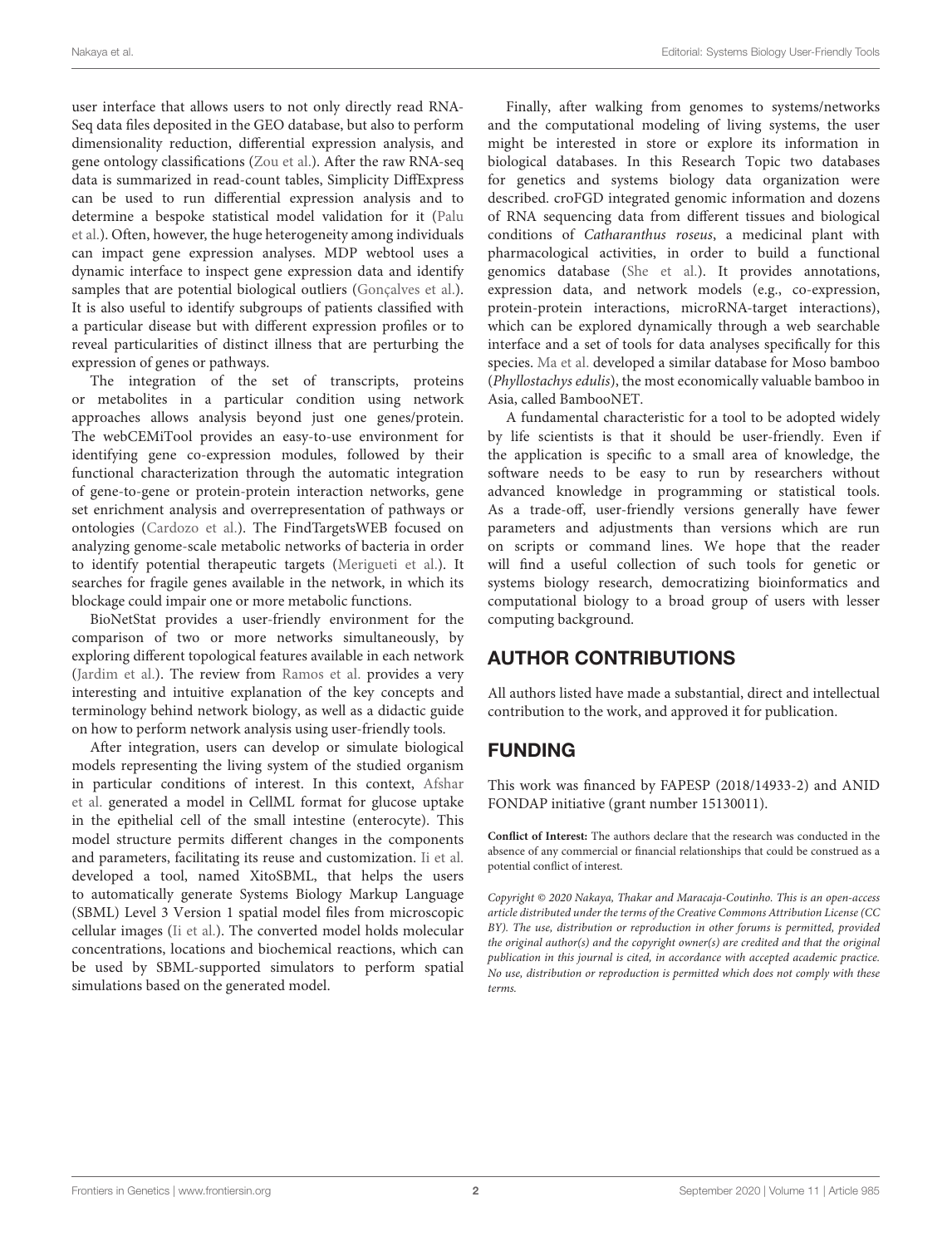user interface that allows users to not only directly read RNA-Seq data files deposited in the GEO database, but also to perform dimensionality reduction, differential expression analysis, and gene ontology classifications (Zou et al.). After the raw RNA-seq data is summarized in read-count tables, Simplicity DiffExpress can be used to run differential expression analysis and to determine a bespoke statistical model validation for it (Palu et al.). Often, however, the huge heterogeneity among individuals can impact gene expression analyses. MDP webtool uses a dynamic interface to inspect gene expression data and identify samples that are potential biological outliers (Gonçalves et al.). It is also useful to identify subgroups of patients classified with a particular disease but with different expression profiles or to reveal particularities of distinct illness that are perturbing the expression of genes or pathways.

The integration of the set of transcripts, proteins or metabolites in a particular condition using network approaches allows analysis beyond just one genes/protein. The webCEMiTool provides an easy-to-use environment for identifying gene co-expression modules, followed by their functional characterization through the automatic integration of gene-to-gene or protein-protein interaction networks, gene set enrichment analysis and overrepresentation of pathways or ontologies (Cardozo et al.). The FindTargetsWEB focused on analyzing genome-scale metabolic networks of bacteria in order to identify potential therapeutic targets (Merigueti et al.). It searches for fragile genes available in the network, in which its blockage could impair one or more metabolic functions.

BioNetStat provides a user-friendly environment for the comparison of two or more networks simultaneously, by exploring different topological features available in each network (Jardim et al.). The review from Ramos et al. provides a very interesting and intuitive explanation of the key concepts and terminology behind network biology, as well as a didactic guide on how to perform network analysis using user-friendly tools.

After integration, users can develop or simulate biological models representing the living system of the studied organism in particular conditions of interest. In this context, Afshar et al. generated a model in CellML format for glucose uptake in the epithelial cell of the small intestine (enterocyte). This model structure permits different changes in the components and parameters, facilitating its reuse and customization. Ii et al. developed a tool, named XitoSBML, that helps the users to automatically generate Systems Biology Markup Language (SBML) Level 3 Version 1 spatial model files from microscopic cellular images (Ii et al.). The converted model holds molecular concentrations, locations and biochemical reactions, which can be used by SBML-supported simulators to perform spatial simulations based on the generated model.

Finally, after walking from genomes to systems/networks and the computational modeling of living systems, the user might be interested in store or explore its information in biological databases. In this Research Topic two databases for genetics and systems biology data organization were described. croFGD integrated genomic information and dozens of RNA sequencing data from different tissues and biological conditions of *Catharanthus roseus*, a medicinal plant with pharmacological activities, in order to build a functional genomics database (She et al.). It provides annotations, expression data, and network models (e.g., co-expression, protein-protein interactions, microRNA-target interactions), which can be explored dynamically through a web searchable interface and a set of tools for data analyses specifically for this species. Ma et al. developed a similar database for Moso bamboo (*Phyllostachys edulis*), the most economically valuable bamboo in Asia, called BambooNET.

A fundamental characteristic for a tool to be adopted widely by life scientists is that it should be user-friendly. Even if the application is specific to a small area of knowledge, the software needs to be easy to run by researchers without advanced knowledge in programming or statistical tools. As a trade-off, user-friendly versions generally have fewer parameters and adjustments than versions which are run on scripts or command lines. We hope that the reader will find a useful collection of such tools for genetic or systems biology research, democratizing bioinformatics and computational biology to a broad group of users with lesser computing background.

## AUTHOR CONTRIBUTIONS

All authors listed have made a substantial, direct and intellectual contribution to the work, and approved it for publication.

## FUNDING

This work was financed by FAPESP (2018/14933-2) and ANID FONDAP initiative (grant number 15130011).

**Conflict of Interest:** The authors declare that the research was conducted in the absence of any commercial or financial relationships that could be construed as a potential conflict of interest.

*Copyright © 2020 Nakaya, Thakar and Maracaja-Coutinho. This is an open-access article distributed under the terms of the Creative Commons Attribution License (CC BY). The use, distribution or reproduction in other forums is permitted, provided the original author(s) and the copyright owner(s) are credited and that the original publication in this journal is cited, in accordance with accepted academic practice. No use, distribution or reproduction is permitted which does not comply with these terms.*